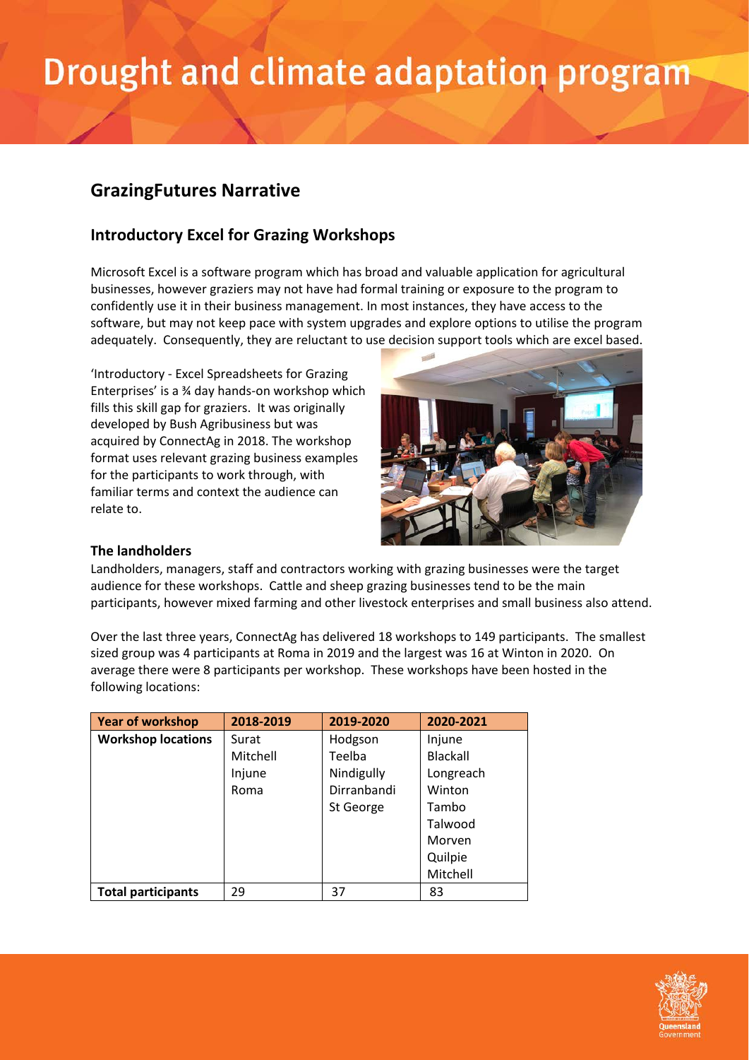# Drought and climate adaptation program

## GrazingFutures Narrative

## Introductory Excel for Grazing Workshops

Microsoft Excel is a software program which has broad and valuable application for agricultural businesses, however graziers may not have had formal training or exposure to the program to confidently use it in their business management. In most instances, they have access to the software, but may not keep pace with system upgrades and explore options to utilise the program adequately. Consequently, they are reluctant to use decision support tools which are excel based.

'Introductory - Excel Spreadsheets for Grazing Enterprises' is a ¾ day hands-on workshop which fills this skill gap for graziers. It was originally developed by Bush Agribusiness but was acquired by ConnectAg in 2018. The workshop format uses relevant grazing business examples for the participants to work through, with familiar terms and context the audience can relate to.

### The landholders

Landholders, managers, staff and contractors working with grazing businesses were the target audience for these workshops. Cattle and sheep grazing businesses tend to be the main participants, however mixed farming and other livestock enterprises and small business also attend.

Over the last three years, ConnectAg has delivered 18 workshops to 149 participants. The smallest sized group was 4 participants at Roma in 2019 and the largest was 16 at Winton in 2020. On average there were 8 participants per workshop. These workshops have been hosted in the following locations:

| Year of workshop | 2018-2019 | 2019-2020 | 2020-2021 |
|---|---|---|---|
| **Workshop locations** | Surat<br>Mitchell<br>Injune<br>Roma | Hodgson<br>Teelba<br>Nindigully<br>Dirranbandi<br>St George | Injune<br>Blackall<br>Longreach<br>Winton<br>Tambo<br>Talwood<br>Morven<br>Quilpie<br>Mitchell |
| **Total participants** | 29 | 37 | 83 |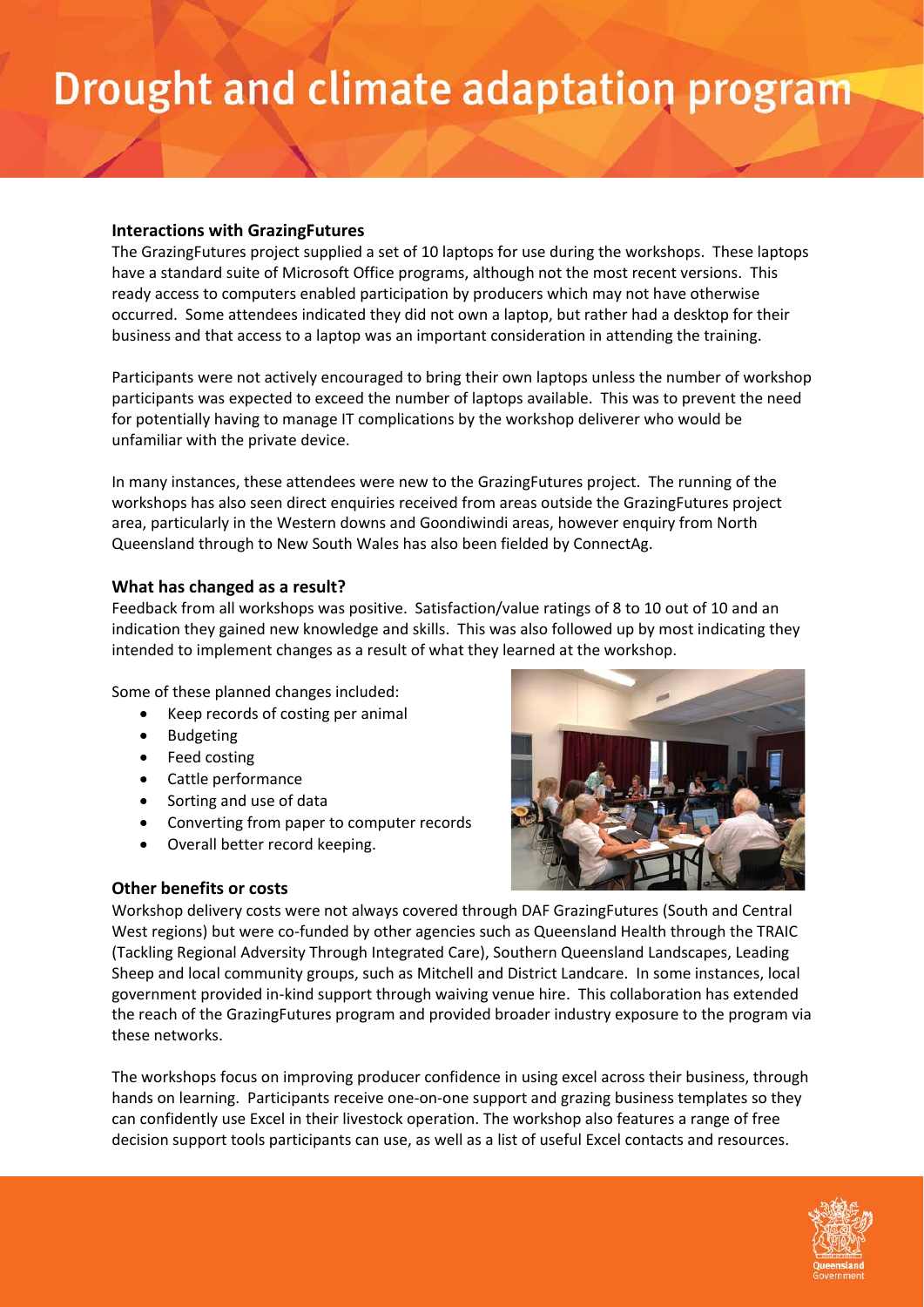# Drought and climate adaptation program

### Interactions with GrazingFutures

The GrazingFutures project supplied a set of 10 laptops for use during the workshops. These laptops have a standard suite of Microsoft Office programs, although not the most recent versions. This ready access to computers enabled participation by producers which may not have otherwise occurred. Some attendees indicated they did not own a laptop, but rather had a desktop for their business and that access to a laptop was an important consideration in attending the training.

Participants were not actively encouraged to bring their own laptops unless the number of workshop participants was expected to exceed the number of laptops available. This was to prevent the need for potentially having to manage IT complications by the workshop deliverer who would be unfamiliar with the private device.

In many instances, these attendees were new to the GrazingFutures project. The running of the workshops has also seen direct enquiries received from areas outside the GrazingFutures project area, particularly in the Western downs and Goondiwindi areas, however enquiry from North Queensland through to New South Wales has also been fielded by ConnectAg.

### What has changed as a result?

Feedback from all workshops was positive. Satisfaction/value ratings of 8 to 10 out of 10 and an indication they gained new knowledge and skills. This was also followed up by most indicating they intended to implement changes as a result of what they learned at the workshop.

Some of these planned changes included:

- Keep records of costing per animal
- Budgeting
- Feed costing
- Cattle performance
- Sorting and use of data
- Converting from paper to computer records
- Overall better record keeping.

### Other benefits or costs

Workshop delivery costs were not always covered through DAF GrazingFutures (South and Central West regions) but were co-funded by other agencies such as Queensland Health through the TRAIC (Tackling Regional Adversity Through Integrated Care), Southern Queensland Landscapes, Leading Sheep and local community groups, such as Mitchell and District Landcare. In some instances, local government provided in-kind support through waiving venue hire. This collaboration has extended the reach of the GrazingFutures program and provided broader industry exposure to the program via these networks.

The workshops focus on improving producer confidence in using excel across their business, through hands on learning. Participants receive one-on-one support and grazing business templates so they can confidently use Excel in their livestock operation. The workshop also features a range of free decision support tools participants can use, as well as a list of useful Excel contacts and resources.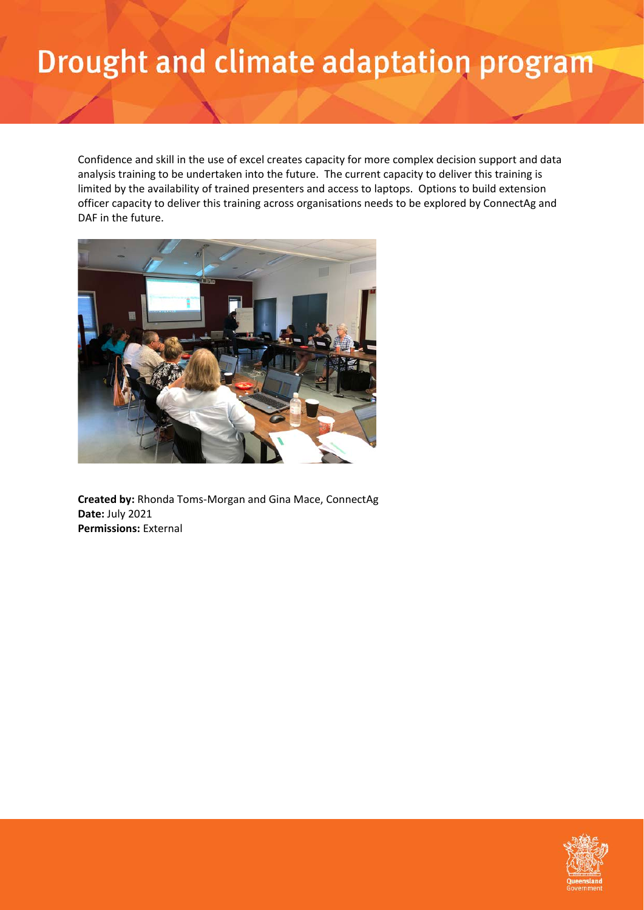# Drought and climate adaptation program

Confidence and skill in the use of excel creates capacity for more complex decision support and data analysis training to be undertaken into the future. The current capacity to deliver this training is limited by the availability of trained presenters and access to laptops. Options to build extension officer capacity to deliver this training across organisations needs to be explored by ConnectAg and DAF in the future.

**Created by:** Rhonda Toms-Morgan and Gina Mace, ConnectAg
**Date:** July 2021
**Permissions:** External